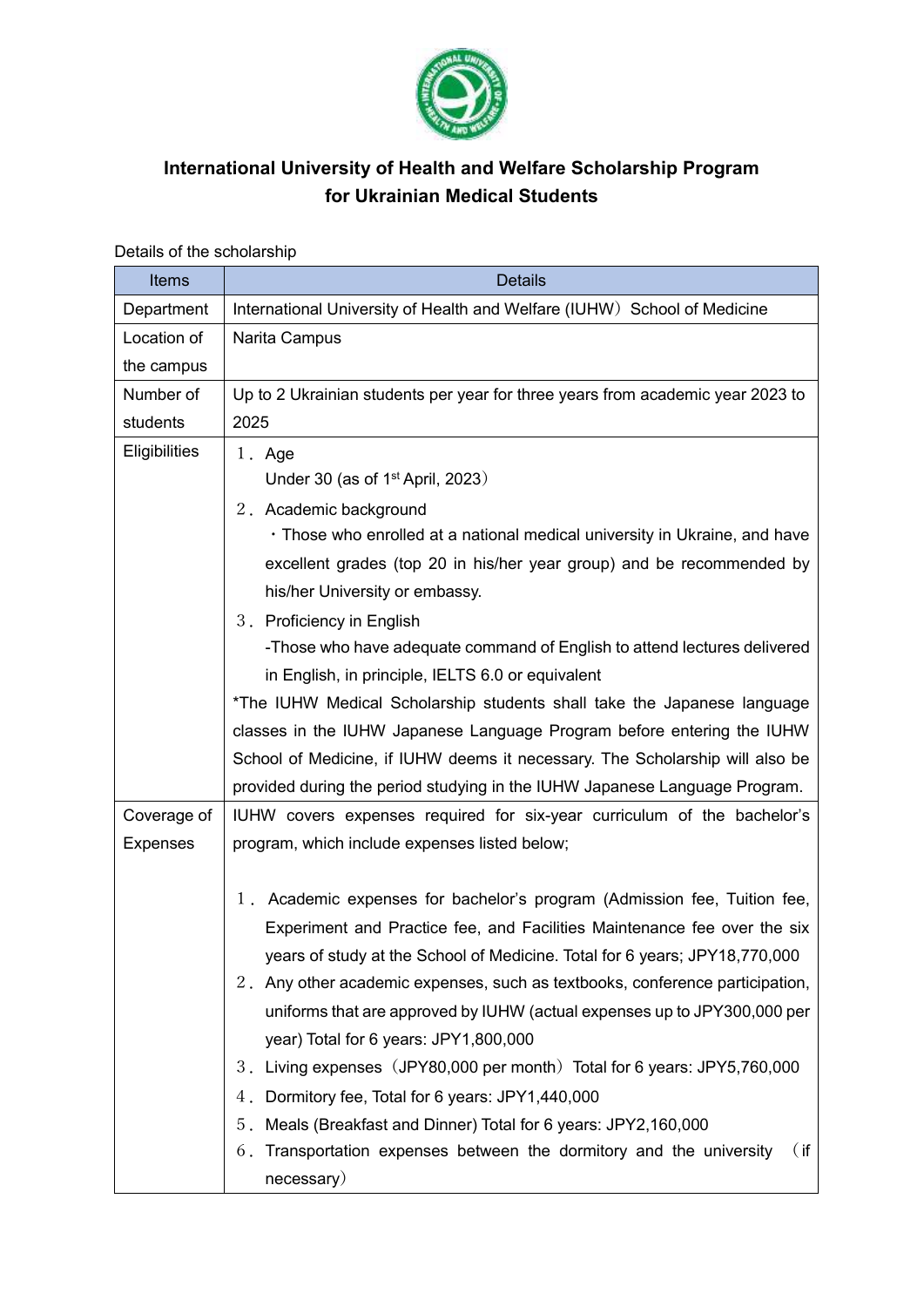# International University of Health and Welfare Scholarship Program for Ukrainian Medical Students

Details of the scholarship

| Items | Details |
|---|---|
| Department | International University of Health and Welfare (IUHW）School of Medicine |
| Location of the campus | Narita Campus |
| Number of students | Up to 2 Ukrainian students per year for three years from academic year 2023 to 2025 |
| Eligibilities | 1．Age<br>Under 30 (as of 1st April, 2023）<br>2．Academic background<br>・Those who enrolled at a national medical university in Ukraine, and have excellent grades (top 20 in his/her year group) and be recommended by his/her University or embassy.<br>3．Proficiency in English<br>-Those who have adequate command of English to attend lectures delivered in English, in principle, IELTS 6.0 or equivalent<br>*The IUHW Medical Scholarship students shall take the Japanese language classes in the IUHW Japanese Language Program before entering the IUHW School of Medicine, if IUHW deems it necessary. The Scholarship will also be provided during the period studying in the IUHW Japanese Language Program. |
| Coverage of Expenses | IUHW covers expenses required for six-year curriculum of the bachelor's program, which include expenses listed below;<br><br>1．Academic expenses for bachelor's program (Admission fee, Tuition fee, Experiment and Practice fee, and Facilities Maintenance fee over the six years of study at the School of Medicine. Total for 6 years; JPY18,770,000<br>2．Any other academic expenses, such as textbooks, conference participation, uniforms that are approved by IUHW (actual expenses up to JPY300,000 per year) Total for 6 years: JPY1,800,000<br>3．Living expenses（JPY80,000 per month）Total for 6 years: JPY5,760,000<br>4．Dormitory fee, Total for 6 years: JPY1,440,000<br>5．Meals (Breakfast and Dinner) Total for 6 years: JPY2,160,000<br>6．Transportation expenses between the dormitory and the university （if necessary） |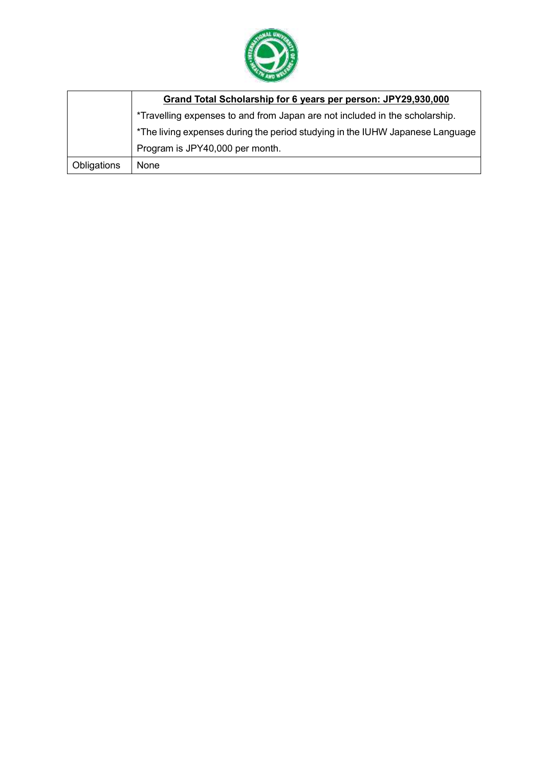|  | **Grand Total Scholarship for 6 years per person: JPY29,930,000**<br>*Travelling expenses to and from Japan are not included in the scholarship.<br>*The living expenses during the period studying in the IUHW Japanese Language Program is JPY40,000 per month. |
|---|---|
| Obligations | None |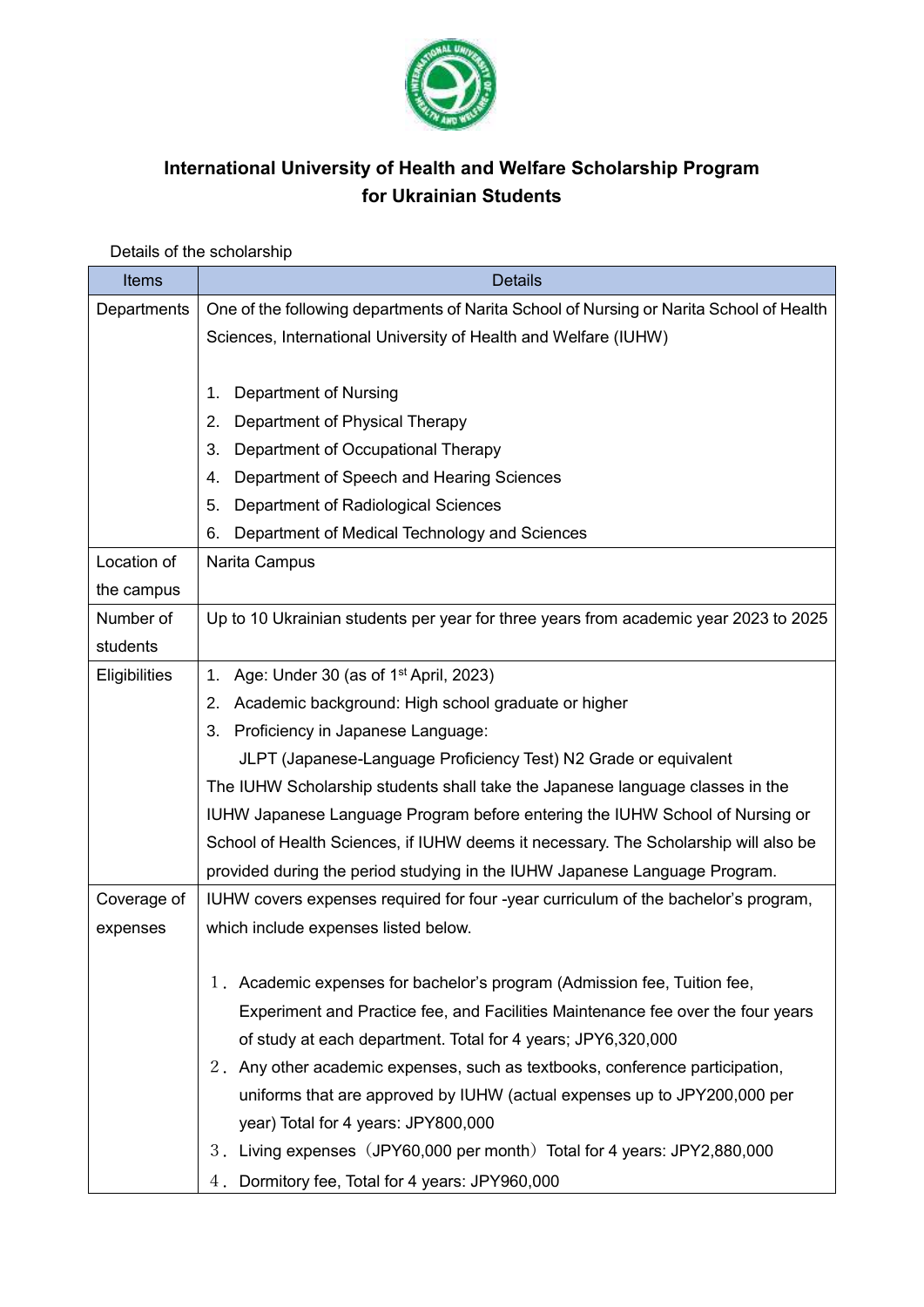# International University of Health and Welfare Scholarship Program for Ukrainian Students

Details of the scholarship

| Items | Details |
|---|---|
| Departments | One of the following departments of Narita School of Nursing or Narita School of Health Sciences, International University of Health and Welfare (IUHW)<br><br>1. Department of Nursing<br>2. Department of Physical Therapy<br>3. Department of Occupational Therapy<br>4. Department of Speech and Hearing Sciences<br>5. Department of Radiological Sciences<br>6. Department of Medical Technology and Sciences |
| Location of the campus | Narita Campus |
| Number of students | Up to 10 Ukrainian students per year for three years from academic year 2023 to 2025 |
| Eligibilities | 1. Age: Under 30 (as of 1st April, 2023)<br>2. Academic background: High school graduate or higher<br>3. Proficiency in Japanese Language:<br>JLPT (Japanese-Language Proficiency Test) N2 Grade or equivalent<br>The IUHW Scholarship students shall take the Japanese language classes in the IUHW Japanese Language Program before entering the IUHW School of Nursing or School of Health Sciences, if IUHW deems it necessary. The Scholarship will also be provided during the period studying in the IUHW Japanese Language Program. |
| Coverage of expenses | IUHW covers expenses required for four -year curriculum of the bachelor's program, which include expenses listed below.<br><br>１．Academic expenses for bachelor's program (Admission fee, Tuition fee, Experiment and Practice fee, and Facilities Maintenance fee over the four years of study at each department. Total for 4 years; JPY6,320,000<br>２．Any other academic expenses, such as textbooks, conference participation, uniforms that are approved by IUHW (actual expenses up to JPY200,000 per year) Total for 4 years: JPY800,000<br>３．Living expenses（JPY60,000 per month）Total for 4 years: JPY2,880,000<br>４．Dormitory fee, Total for 4 years: JPY960,000 |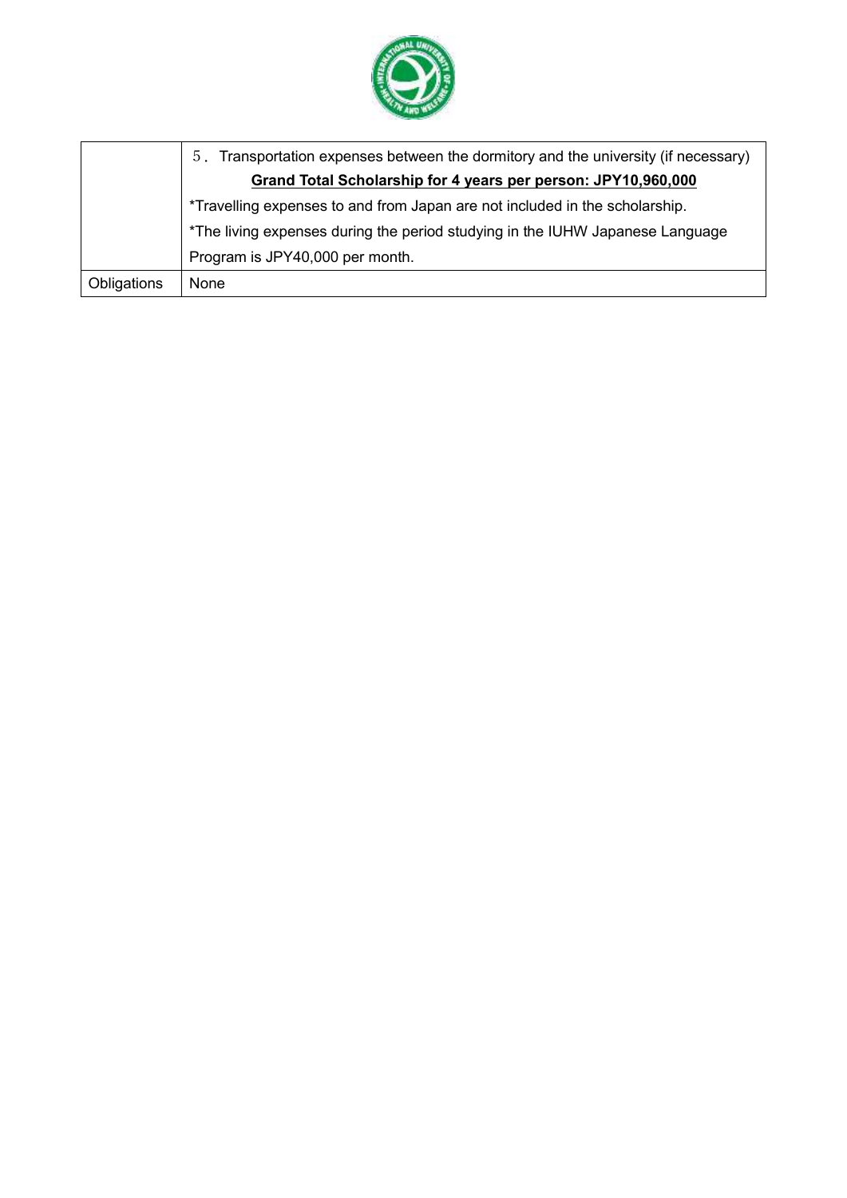| | |
|---|---|
| | ５．Transportation expenses between the dormitory and the university (if necessary)<br>**Grand Total Scholarship for 4 years per person: JPY10,960,000**<br>*Travelling expenses to and from Japan are not included in the scholarship.<br>*The living expenses during the period studying in the IUHW Japanese Language Program is JPY40,000 per month. |
| Obligations | None |